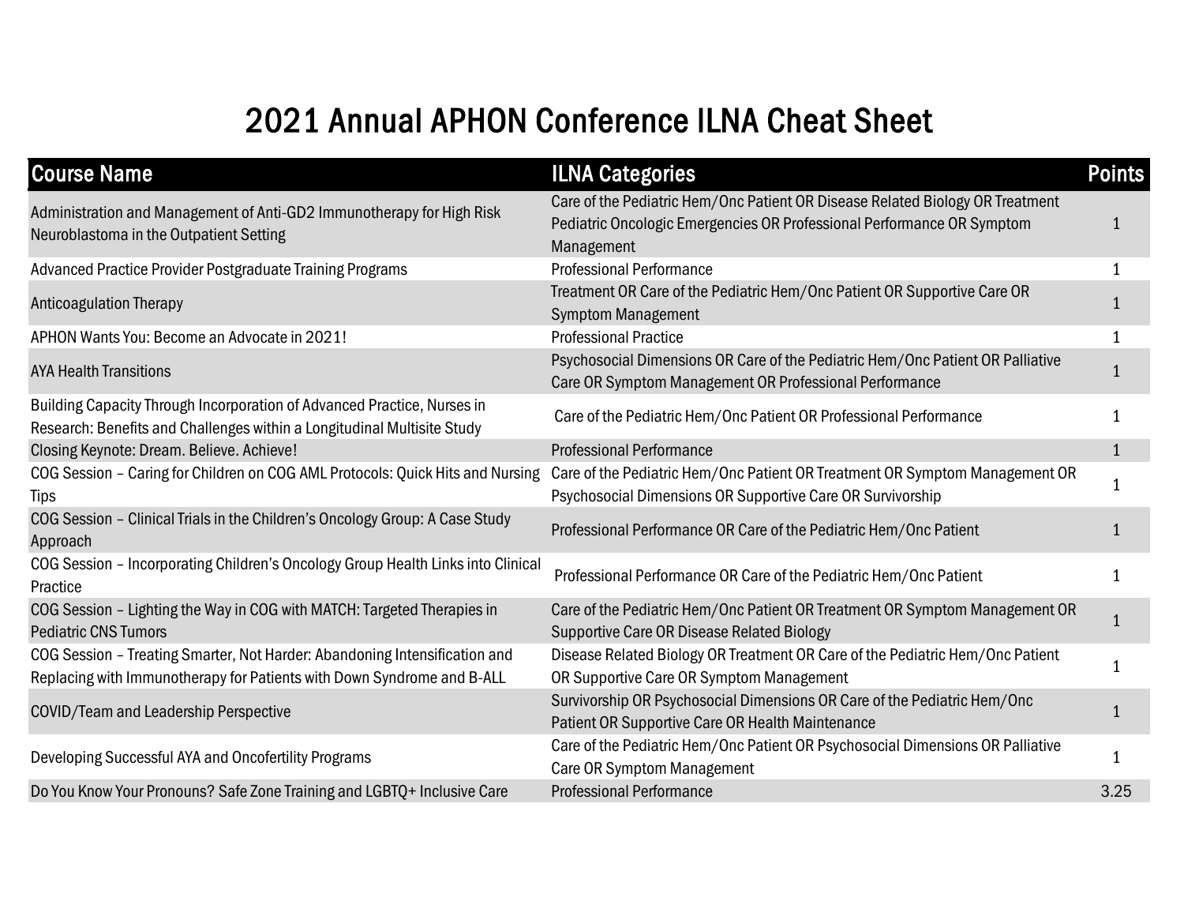# 2021 Annual APHON Conference ILNA Cheat Sheet

| Course Name | ILNA Categories | Points |
|---|---|---|
| Administration and Management of Anti-GD2 Immunotherapy for High Risk Neuroblastoma in the Outpatient Setting | Care of the Pediatric Hem/Onc Patient OR Disease Related Biology OR Treatment Pediatric Oncologic Emergencies OR Professional Performance OR Symptom Management | 1 |
| Advanced Practice Provider Postgraduate Training Programs | Professional Performance | 1 |
| Anticoagulation Therapy | Treatment OR Care of the Pediatric Hem/Onc Patient OR Supportive Care OR Symptom Management | 1 |
| APHON Wants You: Become an Advocate in 2021! | Professional Practice | 1 |
| AYA Health Transitions | Psychosocial Dimensions OR Care of the Pediatric Hem/Onc Patient OR Palliative Care OR Symptom Management OR Professional Performance | 1 |
| Building Capacity Through Incorporation of Advanced Practice, Nurses in Research: Benefits and Challenges within a Longitudinal Multisite Study | Care of the Pediatric Hem/Onc Patient OR Professional Performance | 1 |
| Closing Keynote: Dream. Believe. Achieve! | Professional Performance | 1 |
| COG Session – Caring for Children on COG AML Protocols: Quick Hits and Nursing Tips | Care of the Pediatric Hem/Onc Patient OR Treatment OR Symptom Management OR Psychosocial Dimensions OR Supportive Care OR Survivorship | 1 |
| COG Session – Clinical Trials in the Children's Oncology Group: A Case Study Approach | Professional Performance OR Care of the Pediatric Hem/Onc Patient | 1 |
| COG Session – Incorporating Children's Oncology Group Health Links into Clinical Practice | Professional Performance OR Care of the Pediatric Hem/Onc Patient | 1 |
| COG Session – Lighting the Way in COG with MATCH: Targeted Therapies in Pediatric CNS Tumors | Care of the Pediatric Hem/Onc Patient OR Treatment OR Symptom Management OR Supportive Care OR Disease Related Biology | 1 |
| COG Session – Treating Smarter, Not Harder: Abandoning Intensification and Replacing with Immunotherapy for Patients with Down Syndrome and B-ALL | Disease Related Biology OR Treatment OR Care of the Pediatric Hem/Onc Patient OR Supportive Care OR Symptom Management | 1 |
| COVID/Team and Leadership Perspective | Survivorship OR Psychosocial Dimensions OR Care of the Pediatric Hem/Onc Patient OR Supportive Care OR Health Maintenance | 1 |
| Developing Successful AYA and Oncofertility Programs | Care of the Pediatric Hem/Onc Patient OR Psychosocial Dimensions OR Palliative Care OR Symptom Management | 1 |
| Do You Know Your Pronouns? Safe Zone Training and LGBTQ+ Inclusive Care | Professional Performance | 3.25 |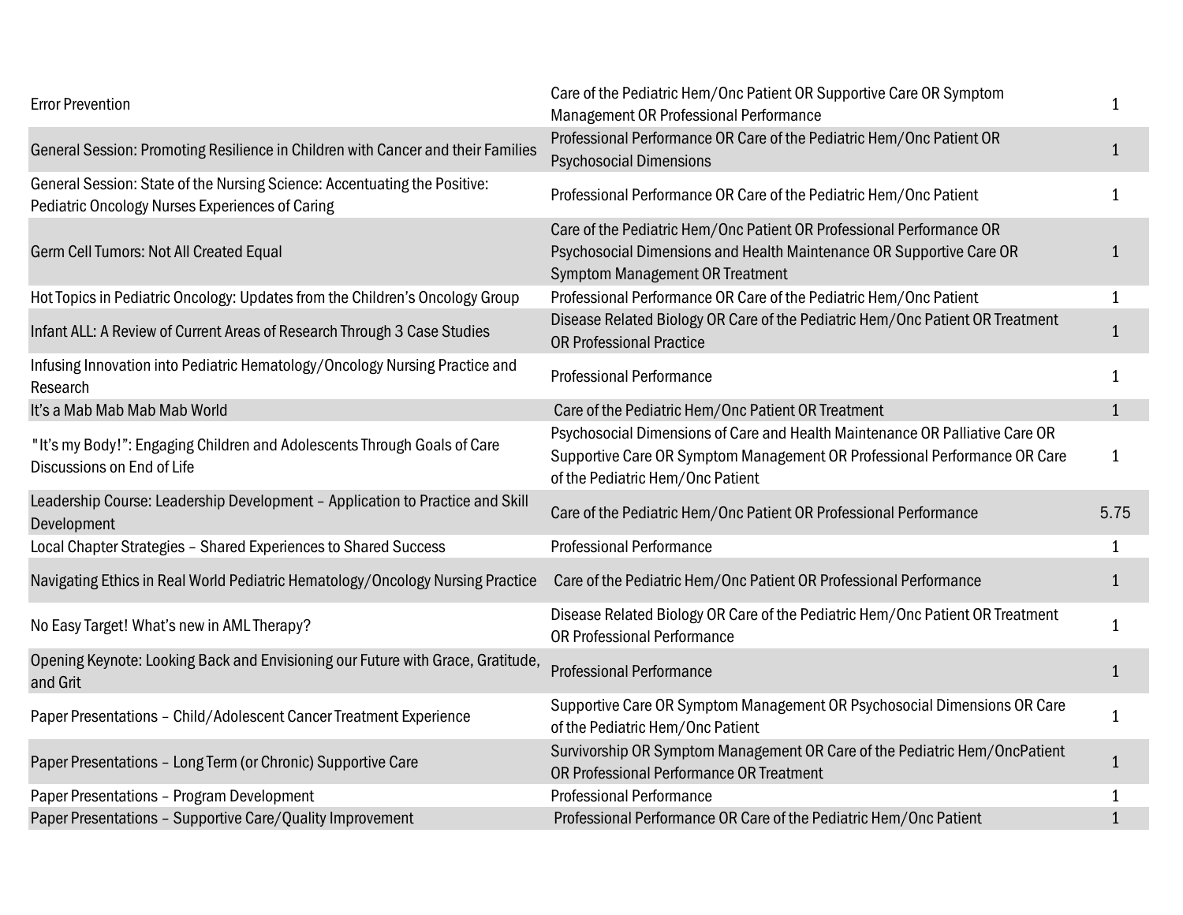| | | |
|---|---|---|
| Error Prevention | Care of the Pediatric Hem/Onc Patient OR Supportive Care OR Symptom Management OR Professional Performance | 1 |
| General Session: Promoting Resilience in Children with Cancer and their Families | Professional Performance OR Care of the Pediatric Hem/Onc Patient OR Psychosocial Dimensions | 1 |
| General Session: State of the Nursing Science: Accentuating the Positive: Pediatric Oncology Nurses Experiences of Caring | Professional Performance OR Care of the Pediatric Hem/Onc Patient | 1 |
| Germ Cell Tumors: Not All Created Equal | Care of the Pediatric Hem/Onc Patient OR Professional Performance OR Psychosocial Dimensions and Health Maintenance OR Supportive Care OR Symptom Management OR Treatment | 1 |
| Hot Topics in Pediatric Oncology: Updates from the Children's Oncology Group | Professional Performance OR Care of the Pediatric Hem/Onc Patient | 1 |
| Infant ALL: A Review of Current Areas of Research Through 3 Case Studies | Disease Related Biology OR Care of the Pediatric Hem/Onc Patient OR Treatment OR Professional Practice | 1 |
| Infusing Innovation into Pediatric Hematology/Oncology Nursing Practice and Research | Professional Performance | 1 |
| It's a Mab Mab Mab Mab World | Care of the Pediatric Hem/Onc Patient OR Treatment | 1 |
| "It's my Body!": Engaging Children and Adolescents Through Goals of Care Discussions on End of Life | Psychosocial Dimensions of Care and Health Maintenance OR Palliative Care OR Supportive Care OR Symptom Management OR Professional Performance OR Care of the Pediatric Hem/Onc Patient | 1 |
| Leadership Course: Leadership Development – Application to Practice and Skill Development | Care of the Pediatric Hem/Onc Patient OR Professional Performance | 5.75 |
| Local Chapter Strategies – Shared Experiences to Shared Success | Professional Performance | 1 |
| Navigating Ethics in Real World Pediatric Hematology/Oncology Nursing Practice | Care of the Pediatric Hem/Onc Patient OR Professional Performance | 1 |
| No Easy Target! What's new in AML Therapy? | Disease Related Biology OR Care of the Pediatric Hem/Onc Patient OR Treatment OR Professional Performance | 1 |
| Opening Keynote: Looking Back and Envisioning our Future with Grace, Gratitude, and Grit | Professional Performance | 1 |
| Paper Presentations – Child/Adolescent Cancer Treatment Experience | Supportive Care OR Symptom Management OR Psychosocial Dimensions OR Care of the Pediatric Hem/Onc Patient | 1 |
| Paper Presentations – Long Term (or Chronic) Supportive Care | Survivorship OR Symptom Management OR Care of the Pediatric Hem/OncPatient OR Professional Performance OR Treatment | 1 |
| Paper Presentations – Program Development | Professional Performance | 1 |
| Paper Presentations – Supportive Care/Quality Improvement | Professional Performance OR Care of the Pediatric Hem/Onc Patient | 1 |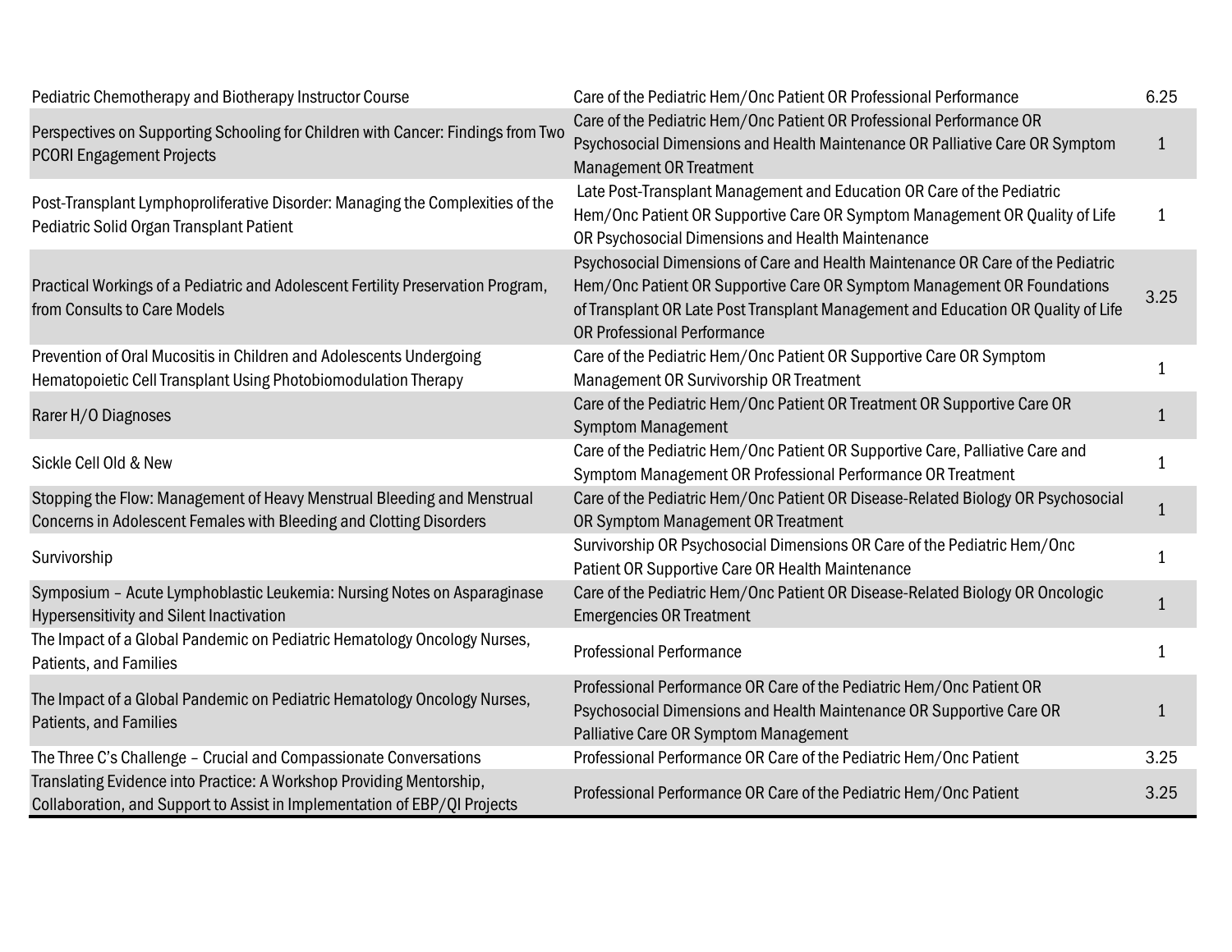| | | |
|---|---|---|
| Pediatric Chemotherapy and Biotherapy Instructor Course | Care of the Pediatric Hem/Onc Patient OR Professional Performance | 6.25 |
| Perspectives on Supporting Schooling for Children with Cancer: Findings from Two PCORI Engagement Projects | Care of the Pediatric Hem/Onc Patient OR Professional Performance OR Psychosocial Dimensions and Health Maintenance OR Palliative Care OR Symptom Management OR Treatment | 1 |
| Post-Transplant Lymphoproliferative Disorder: Managing the Complexities of the Pediatric Solid Organ Transplant Patient | Late Post-Transplant Management and Education OR Care of the Pediatric Hem/Onc Patient OR Supportive Care OR Symptom Management OR Quality of Life OR Psychosocial Dimensions and Health Maintenance | 1 |
| Practical Workings of a Pediatric and Adolescent Fertility Preservation Program, from Consults to Care Models | Psychosocial Dimensions of Care and Health Maintenance OR Care of the Pediatric Hem/Onc Patient OR Supportive Care OR Symptom Management OR Foundations of Transplant OR Late Post Transplant Management and Education OR Quality of Life OR Professional Performance | 3.25 |
| Prevention of Oral Mucositis in Children and Adolescents Undergoing Hematopoietic Cell Transplant Using Photobiomodulation Therapy | Care of the Pediatric Hem/Onc Patient OR Supportive Care OR Symptom Management OR Survivorship OR Treatment | 1 |
| Rarer H/O Diagnoses | Care of the Pediatric Hem/Onc Patient OR Treatment OR Supportive Care OR Symptom Management | 1 |
| Sickle Cell Old & New | Care of the Pediatric Hem/Onc Patient OR Supportive Care, Palliative Care and Symptom Management OR Professional Performance OR Treatment | 1 |
| Stopping the Flow: Management of Heavy Menstrual Bleeding and Menstrual Concerns in Adolescent Females with Bleeding and Clotting Disorders | Care of the Pediatric Hem/Onc Patient OR Disease-Related Biology OR Psychosocial OR Symptom Management OR Treatment | 1 |
| Survivorship | Survivorship OR Psychosocial Dimensions OR Care of the Pediatric Hem/Onc Patient OR Supportive Care OR Health Maintenance | 1 |
| Symposium – Acute Lymphoblastic Leukemia: Nursing Notes on Asparaginase Hypersensitivity and Silent Inactivation | Care of the Pediatric Hem/Onc Patient OR Disease-Related Biology OR Oncologic Emergencies OR Treatment | 1 |
| The Impact of a Global Pandemic on Pediatric Hematology Oncology Nurses, Patients, and Families | Professional Performance | 1 |
| The Impact of a Global Pandemic on Pediatric Hematology Oncology Nurses, Patients, and Families | Professional Performance OR Care of the Pediatric Hem/Onc Patient OR Psychosocial Dimensions and Health Maintenance OR Supportive Care OR Palliative Care OR Symptom Management | 1 |
| The Three C's Challenge – Crucial and Compassionate Conversations | Professional Performance OR Care of the Pediatric Hem/Onc Patient | 3.25 |
| Translating Evidence into Practice: A Workshop Providing Mentorship, Collaboration, and Support to Assist in Implementation of EBP/QI Projects | Professional Performance OR Care of the Pediatric Hem/Onc Patient | 3.25 |